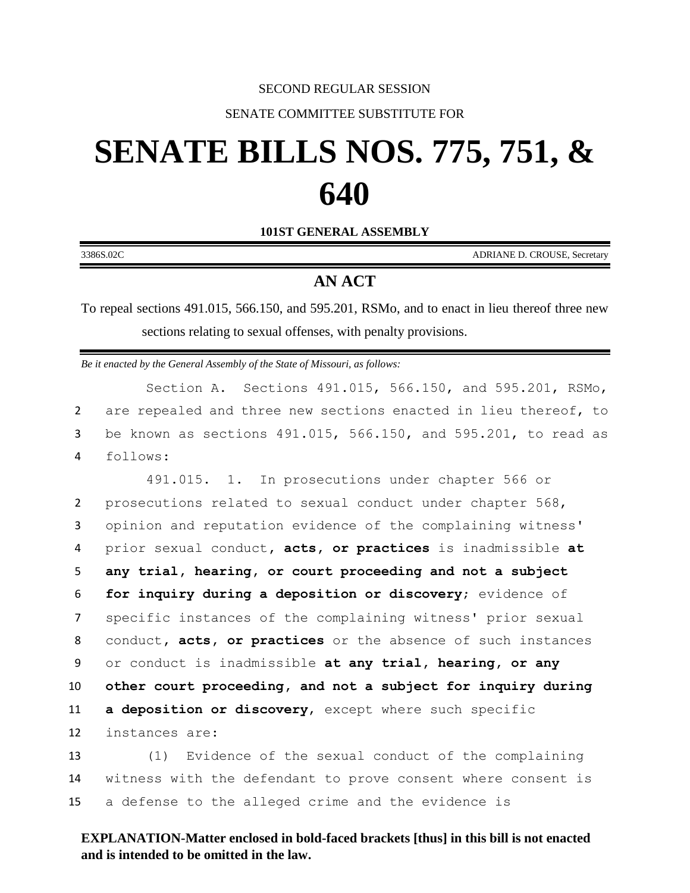SECOND REGULAR SESSION

SENATE COMMITTEE SUBSTITUTE FOR

# SENATE BILLS NOS. 775, 751, & 640

**101ST GENERAL ASSEMBLY**

3386S.02C ADRIANE D. CROUSE, Secretary

## AN ACT

To repeal sections 491.015, 566.150, and 595.201, RSMo, and to enact in lieu thereof three new sections relating to sexual offenses, with penalty provisions.

*Be it enacted by the General Assembly of the State of Missouri, as follows:*

Section A. Sections 491.015, 566.150, and 595.201, RSMo, are repealed and three new sections enacted in lieu thereof, to be known as sections 491.015, 566.150, and 595.201, to read as follows:

491.015. 1. In prosecutions under chapter 566 or prosecutions related to sexual conduct under chapter 568, opinion and reputation evidence of the complaining witness' prior sexual conduct**, acts, or practices** is inadmissible **at any trial, hearing, or court proceeding and not a subject for inquiry during a deposition or discovery**; evidence of specific instances of the complaining witness' prior sexual conduct**, acts, or practices** or the absence of such instances or conduct is inadmissible **at any trial, hearing, or any other court proceeding, and not a subject for inquiry during a deposition or discovery**, except where such specific instances are:

(1) Evidence of the sexual conduct of the complaining witness with the defendant to prove consent where consent is a defense to the alleged crime and the evidence is

**EXPLANATION-Matter enclosed in bold-faced brackets [thus] in this bill is not enacted and is intended to be omitted in the law.**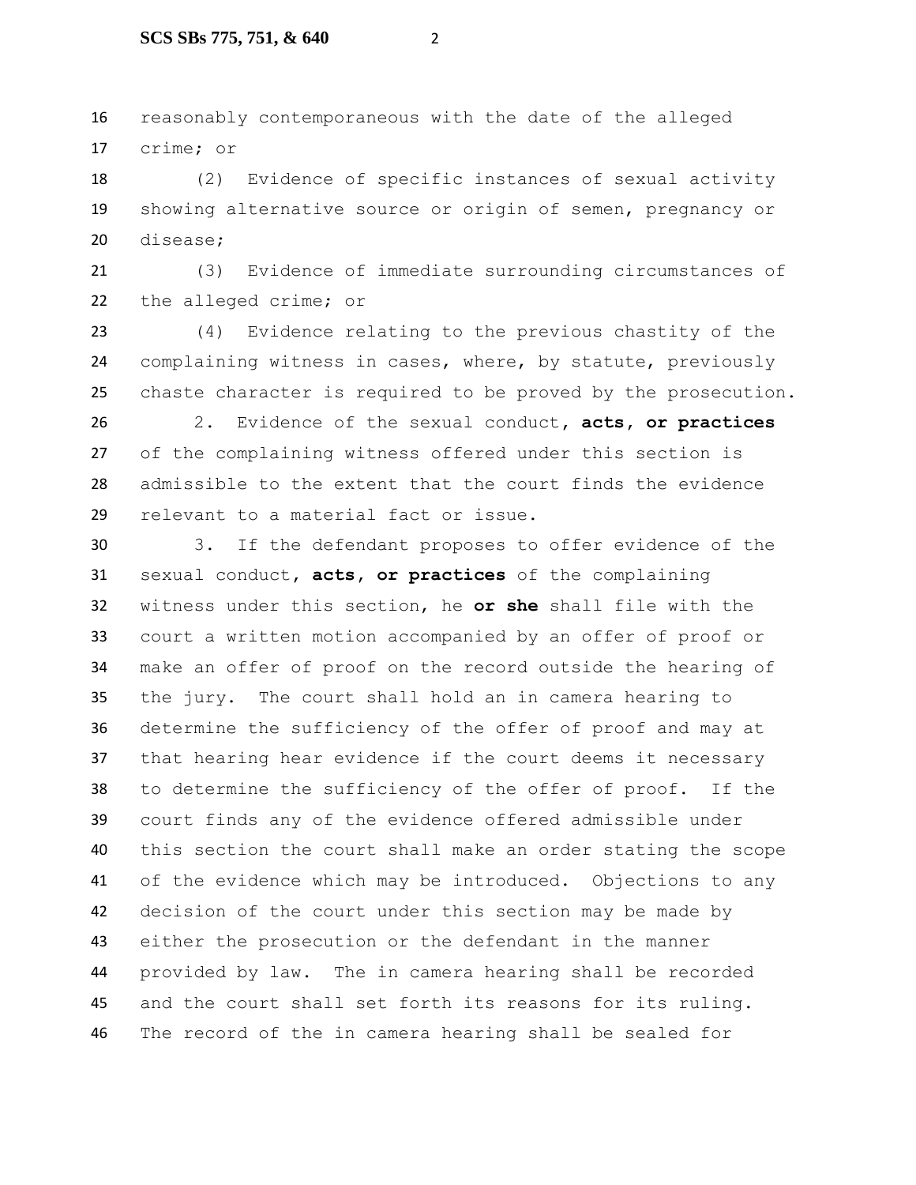reasonably contemporaneous with the date of the alleged crime; or

(2) Evidence of specific instances of sexual activity showing alternative source or origin of semen, pregnancy or disease;

(3) Evidence of immediate surrounding circumstances of the alleged crime; or

(4) Evidence relating to the previous chastity of the complaining witness in cases, where, by statute, previously chaste character is required to be proved by the prosecution.

2. Evidence of the sexual conduct**, acts, or practices** of the complaining witness offered under this section is admissible to the extent that the court finds the evidence relevant to a material fact or issue.

3. If the defendant proposes to offer evidence of the sexual conduct**, acts, or practices** of the complaining witness under this section, he **or she** shall file with the court a written motion accompanied by an offer of proof or make an offer of proof on the record outside the hearing of the jury. The court shall hold an in camera hearing to determine the sufficiency of the offer of proof and may at that hearing hear evidence if the court deems it necessary to determine the sufficiency of the offer of proof. If the court finds any of the evidence offered admissible under this section the court shall make an order stating the scope of the evidence which may be introduced. Objections to any decision of the court under this section may be made by either the prosecution or the defendant in the manner provided by law. The in camera hearing shall be recorded and the court shall set forth its reasons for its ruling. The record of the in camera hearing shall be sealed for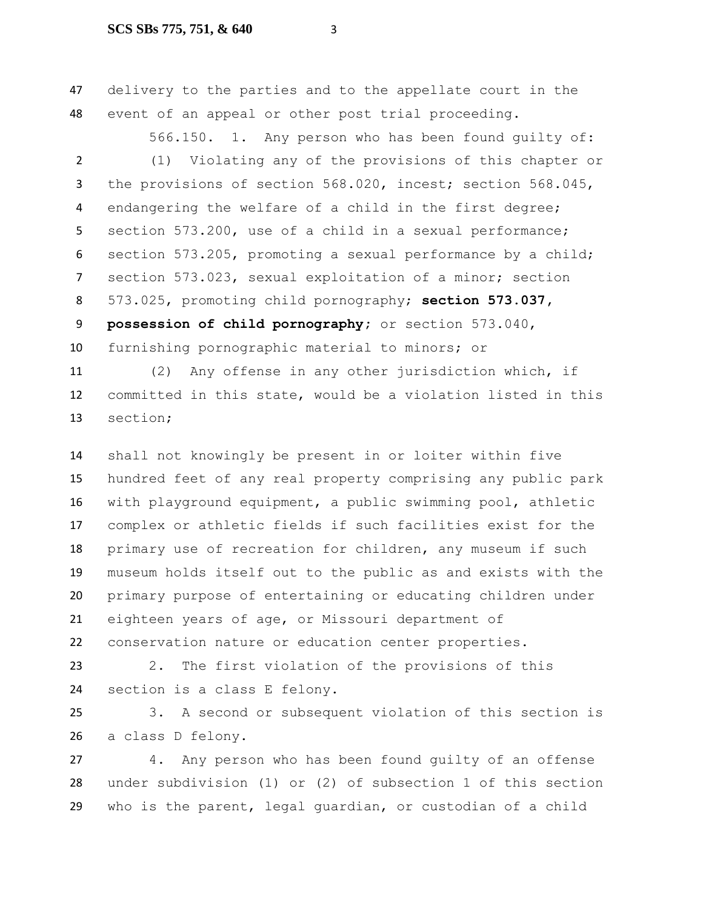delivery to the parties and to the appellate court in the event of an appeal or other post trial proceeding.

566.150. 1. Any person who has been found guilty of:

(1) Violating any of the provisions of this chapter or the provisions of section 568.020, incest; section 568.045, endangering the welfare of a child in the first degree; section 573.200, use of a child in a sexual performance; section 573.205, promoting a sexual performance by a child; section 573.023, sexual exploitation of a minor; section 573.025, promoting child pornography; **section 573.037, possession of child pornography**; or section 573.040, furnishing pornographic material to minors; or

(2) Any offense in any other jurisdiction which, if committed in this state, would be a violation listed in this section;

shall not knowingly be present in or loiter within five hundred feet of any real property comprising any public park with playground equipment, a public swimming pool, athletic complex or athletic fields if such facilities exist for the primary use of recreation for children, any museum if such museum holds itself out to the public as and exists with the primary purpose of entertaining or educating children under eighteen years of age, or Missouri department of conservation nature or education center properties.

2. The first violation of the provisions of this section is a class E felony.

3. A second or subsequent violation of this section is a class D felony.

4. Any person who has been found guilty of an offense under subdivision (1) or (2) of subsection 1 of this section who is the parent, legal guardian, or custodian of a child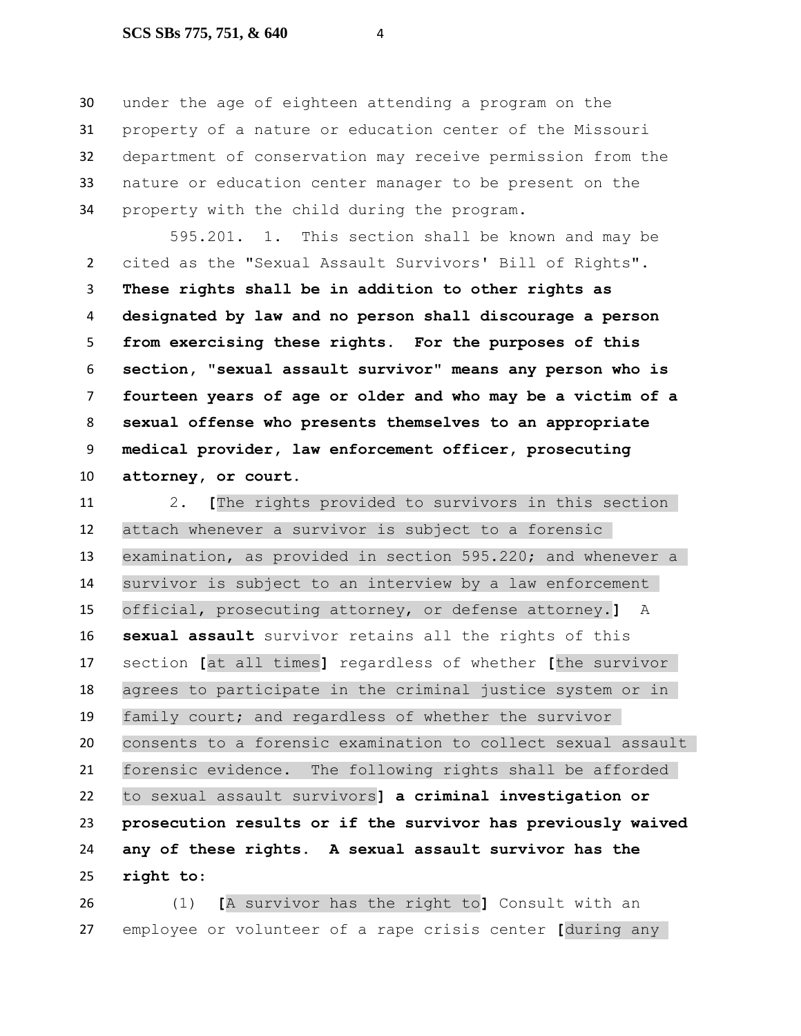under the age of eighteen attending a program on the property of a nature or education center of the Missouri department of conservation may receive permission from the nature or education center manager to be present on the property with the child during the program.

595.201. 1. This section shall be known and may be cited as the "Sexual Assault Survivors' Bill of Rights". **These rights shall be in addition to other rights as designated by law and no person shall discourage a person from exercising these rights. For the purposes of this section, "sexual assault survivor" means any person who is fourteen years of age or older and who may be a victim of a sexual offense who presents themselves to an appropriate medical provider, law enforcement officer, prosecuting attorney, or court.**

2. **[**The rights provided to survivors in this section attach whenever a survivor is subject to a forensic examination, as provided in section 595.220; and whenever a survivor is subject to an interview by a law enforcement official, prosecuting attorney, or defense attorney.**]** A **sexual assault** survivor retains all the rights of this section **[**at all times**]** regardless of whether **[**the survivor agrees to participate in the criminal justice system or in family court; and regardless of whether the survivor consents to a forensic examination to collect sexual assault forensic evidence. The following rights shall be afforded to sexual assault survivors**] a criminal investigation or prosecution results or if the survivor has previously waived any of these rights. A sexual assault survivor has the right to:**

(1) **[**A survivor has the right to**]** Consult with an employee or volunteer of a rape crisis center **[**during any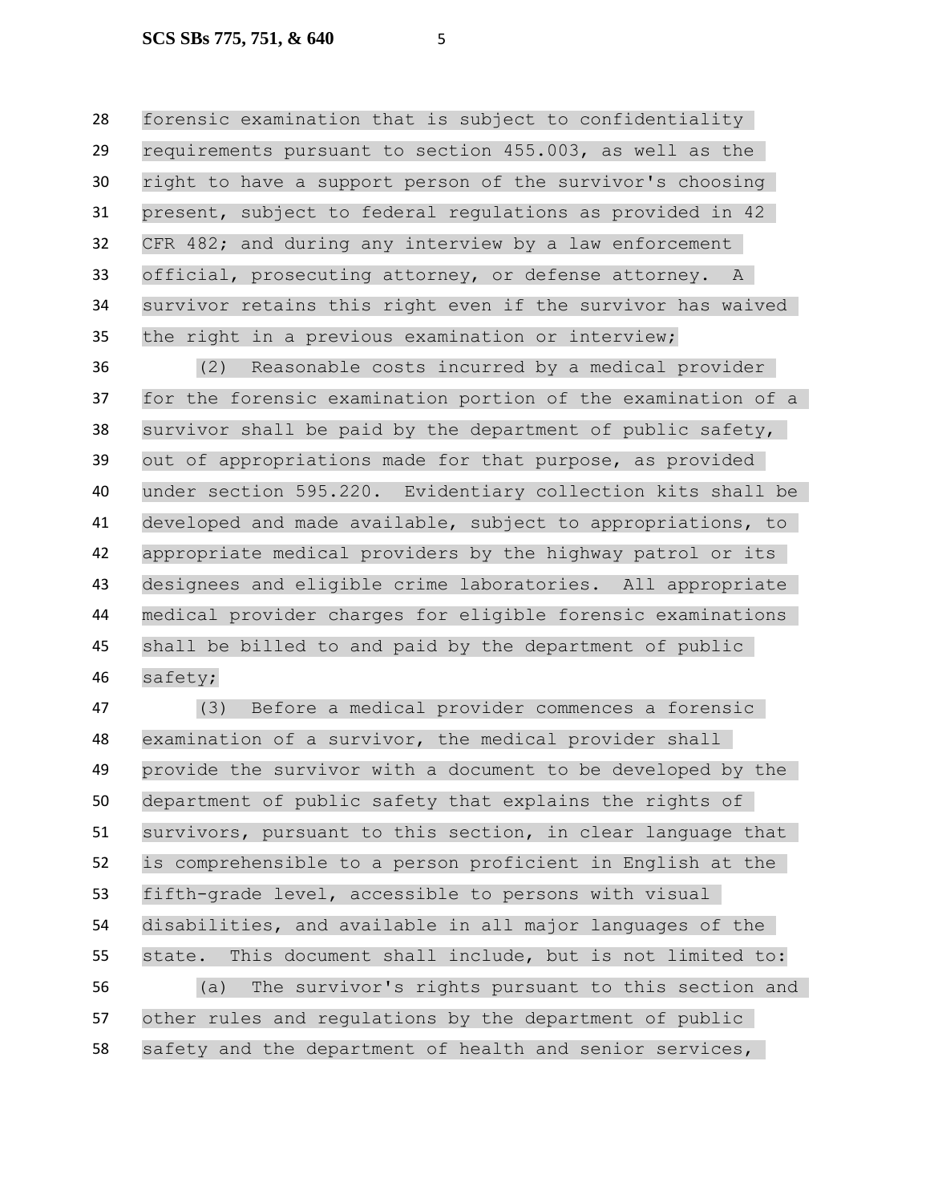forensic examination that is subject to confidentiality requirements pursuant to section 455.003, as well as the right to have a support person of the survivor's choosing present, subject to federal regulations as provided in 42 CFR 482; and during any interview by a law enforcement official, prosecuting attorney, or defense attorney. A survivor retains this right even if the survivor has waived the right in a previous examination or interview;

(2) Reasonable costs incurred by a medical provider for the forensic examination portion of the examination of a survivor shall be paid by the department of public safety, out of appropriations made for that purpose, as provided under section 595.220. Evidentiary collection kits shall be developed and made available, subject to appropriations, to appropriate medical providers by the highway patrol or its designees and eligible crime laboratories. All appropriate medical provider charges for eligible forensic examinations shall be billed to and paid by the department of public safety;

(3) Before a medical provider commences a forensic examination of a survivor, the medical provider shall provide the survivor with a document to be developed by the department of public safety that explains the rights of survivors, pursuant to this section, in clear language that is comprehensible to a person proficient in English at the fifth-grade level, accessible to persons with visual disabilities, and available in all major languages of the state. This document shall include, but is not limited to:

(a) The survivor's rights pursuant to this section and other rules and regulations by the department of public safety and the department of health and senior services,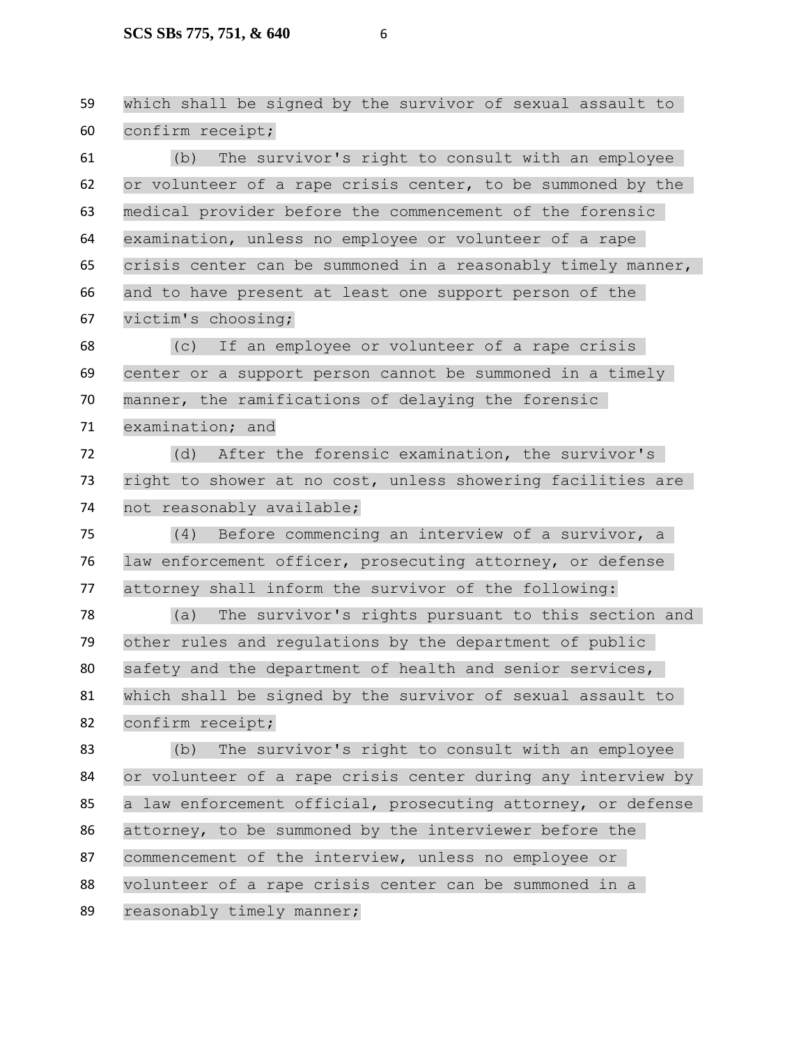which shall be signed by the survivor of sexual assault to confirm receipt;

(b) The survivor's right to consult with an employee or volunteer of a rape crisis center, to be summoned by the medical provider before the commencement of the forensic examination, unless no employee or volunteer of a rape crisis center can be summoned in a reasonably timely manner, and to have present at least one support person of the victim's choosing;

(c) If an employee or volunteer of a rape crisis center or a support person cannot be summoned in a timely manner, the ramifications of delaying the forensic examination; and

(d) After the forensic examination, the survivor's right to shower at no cost, unless showering facilities are not reasonably available;

(4) Before commencing an interview of a survivor, a law enforcement officer, prosecuting attorney, or defense attorney shall inform the survivor of the following:

(a) The survivor's rights pursuant to this section and other rules and regulations by the department of public safety and the department of health and senior services, which shall be signed by the survivor of sexual assault to confirm receipt;

(b) The survivor's right to consult with an employee or volunteer of a rape crisis center during any interview by a law enforcement official, prosecuting attorney, or defense attorney, to be summoned by the interviewer before the commencement of the interview, unless no employee or volunteer of a rape crisis center can be summoned in a reasonably timely manner;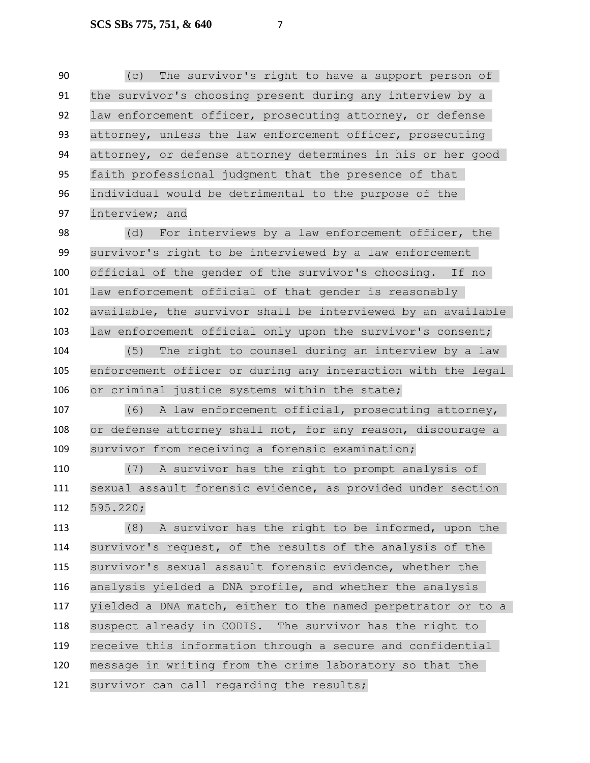(c) The survivor's right to have a support person of the survivor's choosing present during any interview by a law enforcement officer, prosecuting attorney, or defense attorney, unless the law enforcement officer, prosecuting attorney, or defense attorney determines in his or her good faith professional judgment that the presence of that individual would be detrimental to the purpose of the interview; and

(d) For interviews by a law enforcement officer, the survivor's right to be interviewed by a law enforcement official of the gender of the survivor's choosing. If no law enforcement official of that gender is reasonably available, the survivor shall be interviewed by an available law enforcement official only upon the survivor's consent;

(5) The right to counsel during an interview by a law enforcement officer or during any interaction with the legal or criminal justice systems within the state;

(6) A law enforcement official, prosecuting attorney, or defense attorney shall not, for any reason, discourage a survivor from receiving a forensic examination;

(7) A survivor has the right to prompt analysis of sexual assault forensic evidence, as provided under section 595.220;

(8) A survivor has the right to be informed, upon the survivor's request, of the results of the analysis of the survivor's sexual assault forensic evidence, whether the analysis yielded a DNA profile, and whether the analysis yielded a DNA match, either to the named perpetrator or to a suspect already in CODIS. The survivor has the right to receive this information through a secure and confidential message in writing from the crime laboratory so that the survivor can call regarding the results;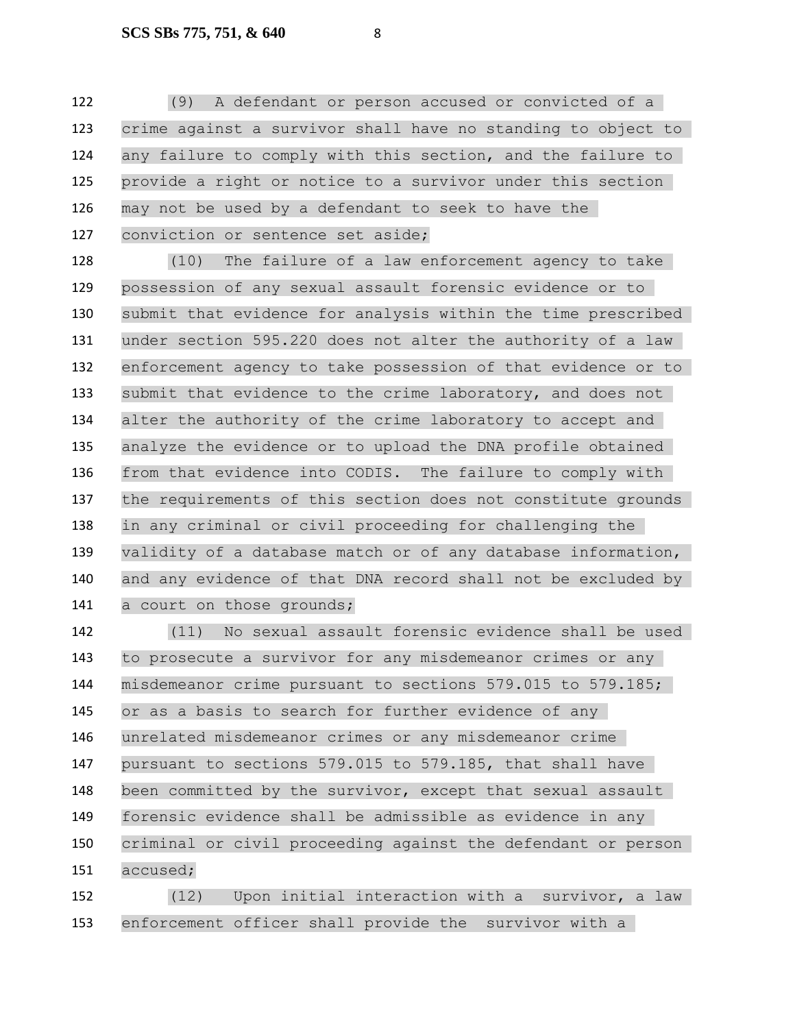(9) A defendant or person accused or convicted of a crime against a survivor shall have no standing to object to any failure to comply with this section, and the failure to provide a right or notice to a survivor under this section may not be used by a defendant to seek to have the conviction or sentence set aside;

(10) The failure of a law enforcement agency to take possession of any sexual assault forensic evidence or to submit that evidence for analysis within the time prescribed under section 595.220 does not alter the authority of a law enforcement agency to take possession of that evidence or to submit that evidence to the crime laboratory, and does not alter the authority of the crime laboratory to accept and analyze the evidence or to upload the DNA profile obtained from that evidence into CODIS. The failure to comply with the requirements of this section does not constitute grounds in any criminal or civil proceeding for challenging the validity of a database match or of any database information, and any evidence of that DNA record shall not be excluded by a court on those grounds;

(11) No sexual assault forensic evidence shall be used to prosecute a survivor for any misdemeanor crimes or any misdemeanor crime pursuant to sections 579.015 to 579.185; or as a basis to search for further evidence of any unrelated misdemeanor crimes or any misdemeanor crime pursuant to sections 579.015 to 579.185, that shall have been committed by the survivor, except that sexual assault forensic evidence shall be admissible as evidence in any criminal or civil proceeding against the defendant or person accused;

(12) Upon initial interaction with a survivor, a law enforcement officer shall provide the survivor with a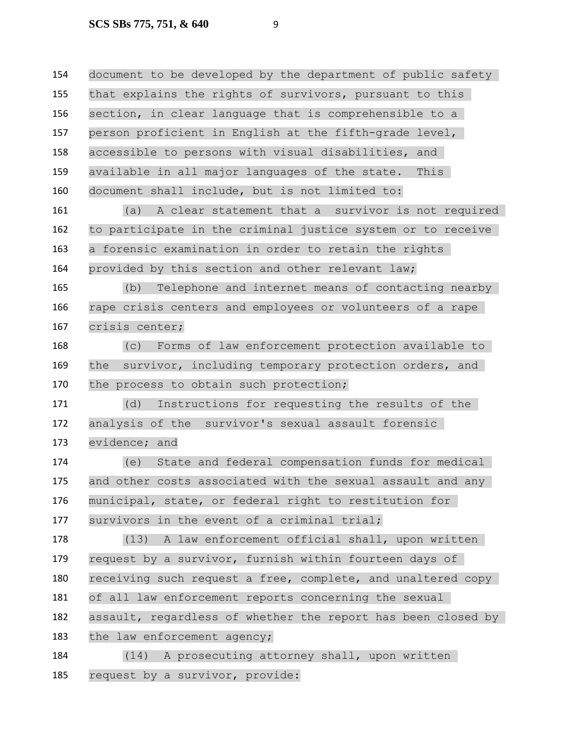document to be developed by the department of public safety that explains the rights of survivors, pursuant to this section, in clear language that is comprehensible to a person proficient in English at the fifth-grade level, accessible to persons with visual disabilities, and available in all major languages of the state. This document shall include, but is not limited to:

(a) A clear statement that a survivor is not required to participate in the criminal justice system or to receive a forensic examination in order to retain the rights provided by this section and other relevant law;

(b) Telephone and internet means of contacting nearby rape crisis centers and employees or volunteers of a rape crisis center;

(c) Forms of law enforcement protection available to the survivor, including temporary protection orders, and the process to obtain such protection;

(d) Instructions for requesting the results of the analysis of the survivor's sexual assault forensic evidence; and

(e) State and federal compensation funds for medical and other costs associated with the sexual assault and any municipal, state, or federal right to restitution for survivors in the event of a criminal trial;

(13) A law enforcement official shall, upon written request by a survivor, furnish within fourteen days of receiving such request a free, complete, and unaltered copy of all law enforcement reports concerning the sexual assault, regardless of whether the report has been closed by the law enforcement agency;

(14) A prosecuting attorney shall, upon written request by a survivor, provide: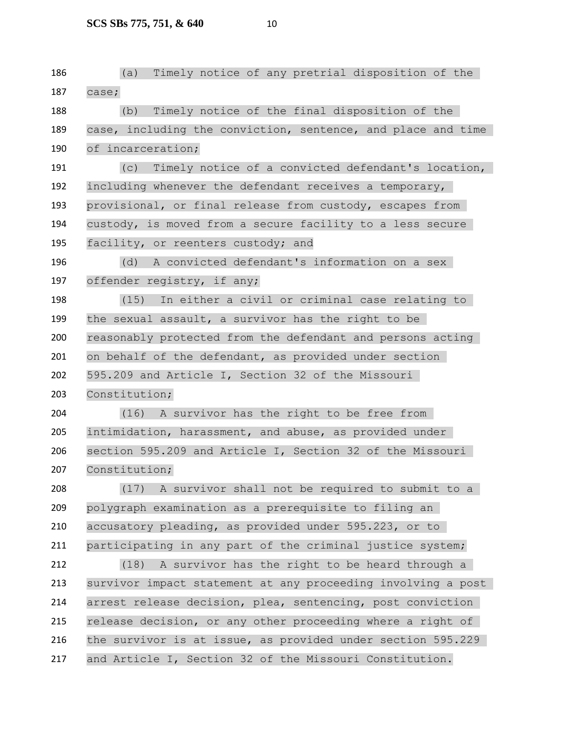(a) Timely notice of any pretrial disposition of the case;

(b) Timely notice of the final disposition of the case, including the conviction, sentence, and place and time of incarceration;

(c) Timely notice of a convicted defendant's location, including whenever the defendant receives a temporary, provisional, or final release from custody, escapes from custody, is moved from a secure facility to a less secure facility, or reenters custody; and

(d) A convicted defendant's information on a sex offender registry, if any;

(15) In either a civil or criminal case relating to the sexual assault, a survivor has the right to be reasonably protected from the defendant and persons acting on behalf of the defendant, as provided under section 595.209 and Article I, Section 32 of the Missouri Constitution;

(16) A survivor has the right to be free from intimidation, harassment, and abuse, as provided under section 595.209 and Article I, Section 32 of the Missouri Constitution;

(17) A survivor shall not be required to submit to a polygraph examination as a prerequisite to filing an accusatory pleading, as provided under 595.223, or to participating in any part of the criminal justice system;

(18) A survivor has the right to be heard through a survivor impact statement at any proceeding involving a post arrest release decision, plea, sentencing, post conviction release decision, or any other proceeding where a right of the survivor is at issue, as provided under section 595.229 and Article I, Section 32 of the Missouri Constitution.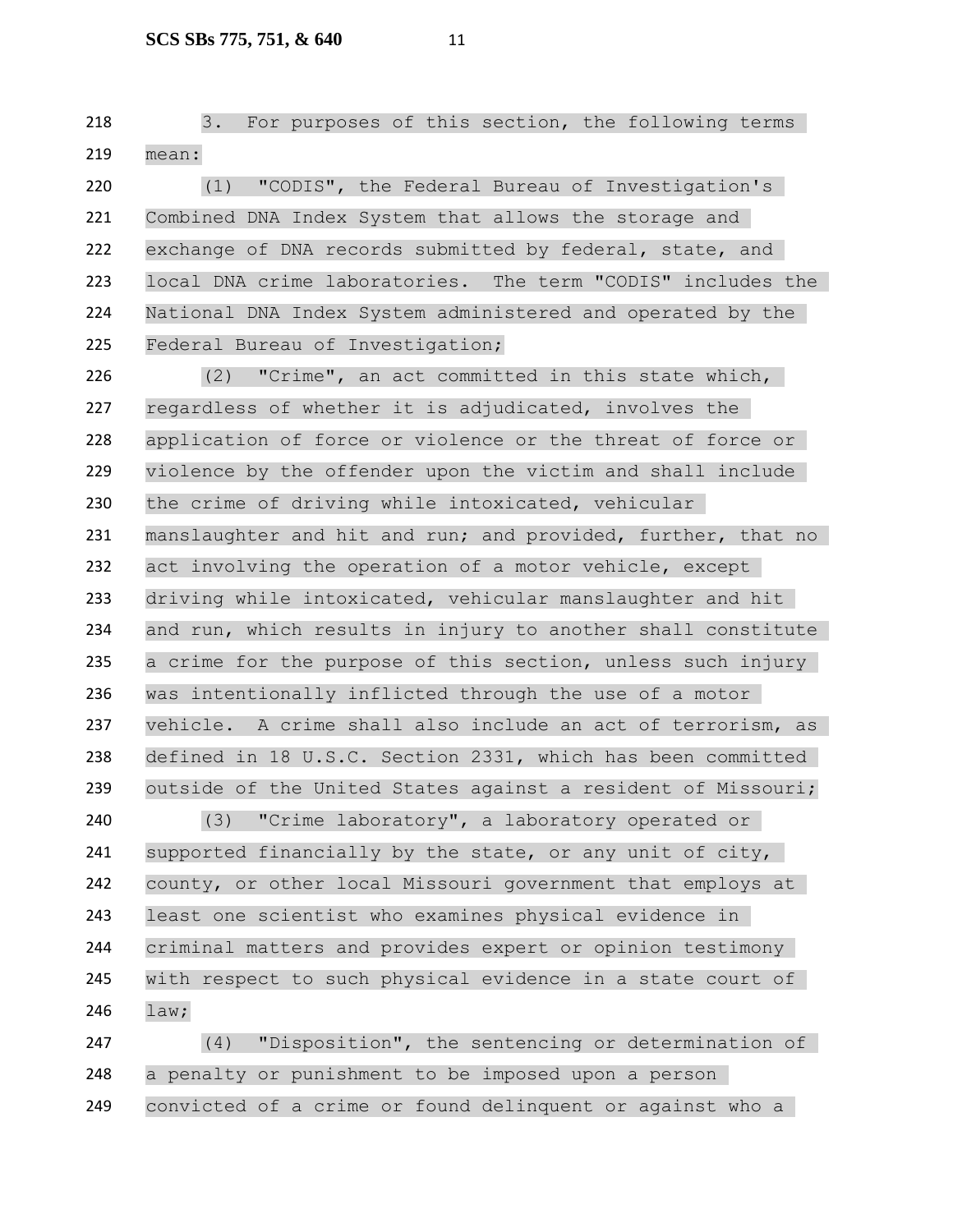3. For purposes of this section, the following terms mean:

(1) "CODIS", the Federal Bureau of Investigation's Combined DNA Index System that allows the storage and exchange of DNA records submitted by federal, state, and local DNA crime laboratories. The term "CODIS" includes the National DNA Index System administered and operated by the Federal Bureau of Investigation;

(2) "Crime", an act committed in this state which, regardless of whether it is adjudicated, involves the application of force or violence or the threat of force or violence by the offender upon the victim and shall include the crime of driving while intoxicated, vehicular manslaughter and hit and run; and provided, further, that no act involving the operation of a motor vehicle, except driving while intoxicated, vehicular manslaughter and hit and run, which results in injury to another shall constitute a crime for the purpose of this section, unless such injury was intentionally inflicted through the use of a motor vehicle. A crime shall also include an act of terrorism, as defined in 18 U.S.C. Section 2331, which has been committed outside of the United States against a resident of Missouri;

(3) "Crime laboratory", a laboratory operated or supported financially by the state, or any unit of city, county, or other local Missouri government that employs at least one scientist who examines physical evidence in criminal matters and provides expert or opinion testimony with respect to such physical evidence in a state court of law;

(4) "Disposition", the sentencing or determination of a penalty or punishment to be imposed upon a person convicted of a crime or found delinquent or against who a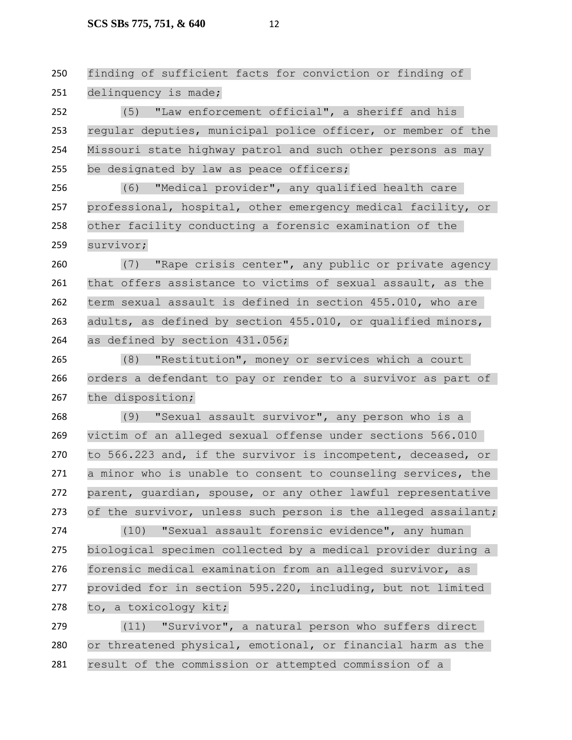finding of sufficient facts for conviction or finding of delinquency is made;

(5) "Law enforcement official", a sheriff and his regular deputies, municipal police officer, or member of the Missouri state highway patrol and such other persons as may be designated by law as peace officers;

(6) "Medical provider", any qualified health care professional, hospital, other emergency medical facility, or other facility conducting a forensic examination of the survivor;

(7) "Rape crisis center", any public or private agency that offers assistance to victims of sexual assault, as the term sexual assault is defined in section 455.010, who are adults, as defined by section 455.010, or qualified minors, as defined by section 431.056;

(8) "Restitution", money or services which a court orders a defendant to pay or render to a survivor as part of the disposition;

(9) "Sexual assault survivor", any person who is a victim of an alleged sexual offense under sections 566.010 to 566.223 and, if the survivor is incompetent, deceased, or a minor who is unable to consent to counseling services, the parent, guardian, spouse, or any other lawful representative of the survivor, unless such person is the alleged assailant;

(10) "Sexual assault forensic evidence", any human biological specimen collected by a medical provider during a forensic medical examination from an alleged survivor, as provided for in section 595.220, including, but not limited to, a toxicology kit;

(11) "Survivor", a natural person who suffers direct or threatened physical, emotional, or financial harm as the result of the commission or attempted commission of a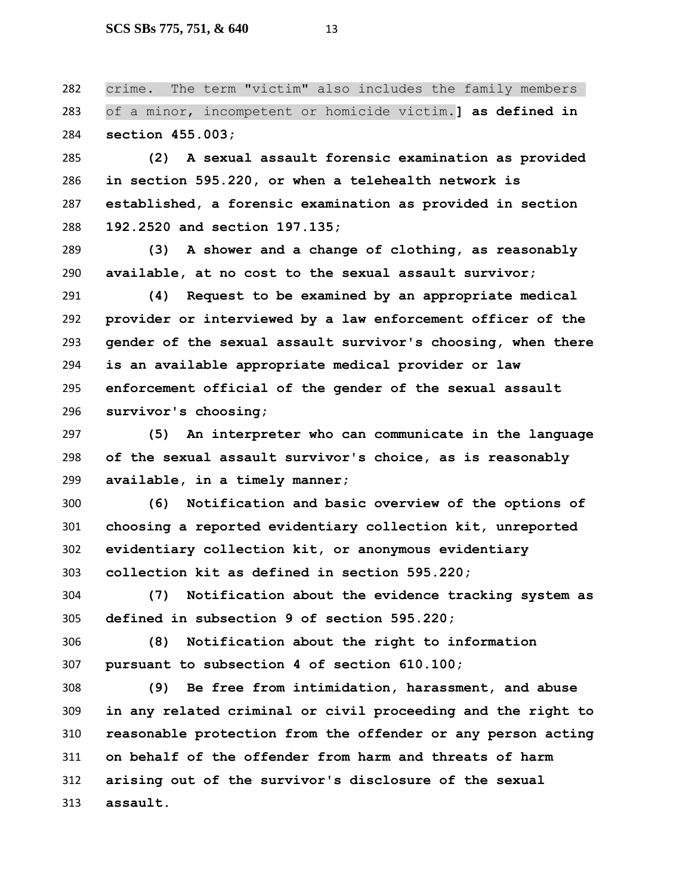crime. The term "victim" also includes the family members of a minor, incompetent or homicide victim.] **as defined in section 455.003;**

**(2) A sexual assault forensic examination as provided in section 595.220, or when a telehealth network is established, a forensic examination as provided in section 192.2520 and section 197.135;**

**(3) A shower and a change of clothing, as reasonably available, at no cost to the sexual assault survivor;**

**(4) Request to be examined by an appropriate medical provider or interviewed by a law enforcement officer of the gender of the sexual assault survivor's choosing, when there is an available appropriate medical provider or law enforcement official of the gender of the sexual assault survivor's choosing;**

**(5) An interpreter who can communicate in the language of the sexual assault survivor's choice, as is reasonably available, in a timely manner;**

**(6) Notification and basic overview of the options of choosing a reported evidentiary collection kit, unreported evidentiary collection kit, or anonymous evidentiary collection kit as defined in section 595.220;**

**(7) Notification about the evidence tracking system as defined in subsection 9 of section 595.220;**

**(8) Notification about the right to information pursuant to subsection 4 of section 610.100;**

**(9) Be free from intimidation, harassment, and abuse in any related criminal or civil proceeding and the right to reasonable protection from the offender or any person acting on behalf of the offender from harm and threats of harm arising out of the survivor's disclosure of the sexual assault.**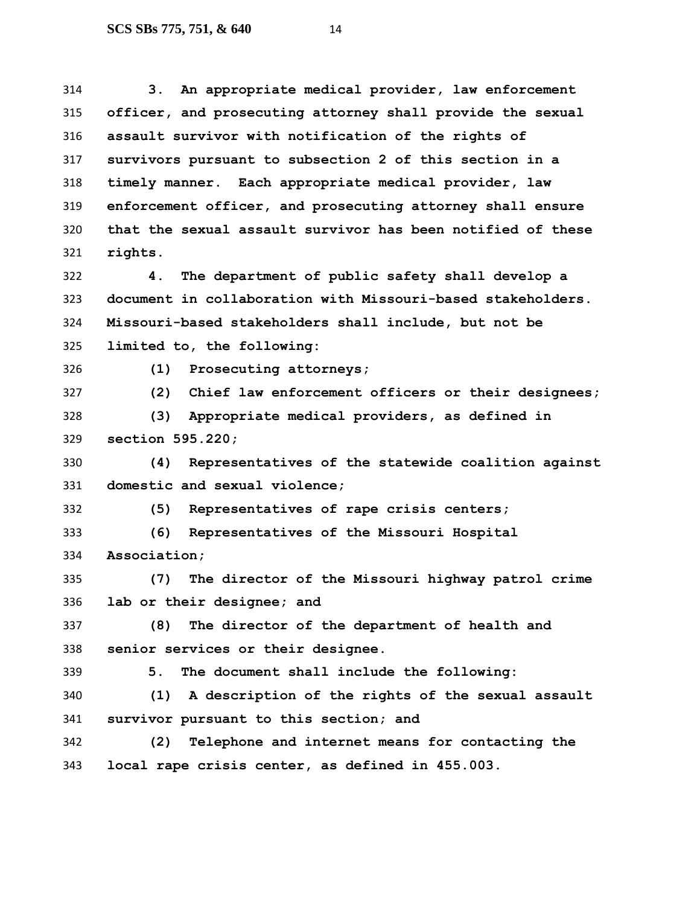**3. An appropriate medical provider, law enforcement officer, and prosecuting attorney shall provide the sexual assault survivor with notification of the rights of survivors pursuant to subsection 2 of this section in a timely manner. Each appropriate medical provider, law enforcement officer, and prosecuting attorney shall ensure that the sexual assault survivor has been notified of these rights.**

**4. The department of public safety shall develop a document in collaboration with Missouri-based stakeholders. Missouri-based stakeholders shall include, but not be limited to, the following:**

**(1) Prosecuting attorneys;**

**(2) Chief law enforcement officers or their designees;**

**(3) Appropriate medical providers, as defined in section 595.220;**

**(4) Representatives of the statewide coalition against domestic and sexual violence;**

**(5) Representatives of rape crisis centers;**

**(6) Representatives of the Missouri Hospital Association;**

**(7) The director of the Missouri highway patrol crime lab or their designee; and**

**(8) The director of the department of health and senior services or their designee.**

**5. The document shall include the following:**

**(1) A description of the rights of the sexual assault survivor pursuant to this section; and**

**(2) Telephone and internet means for contacting the local rape crisis center, as defined in 455.003.**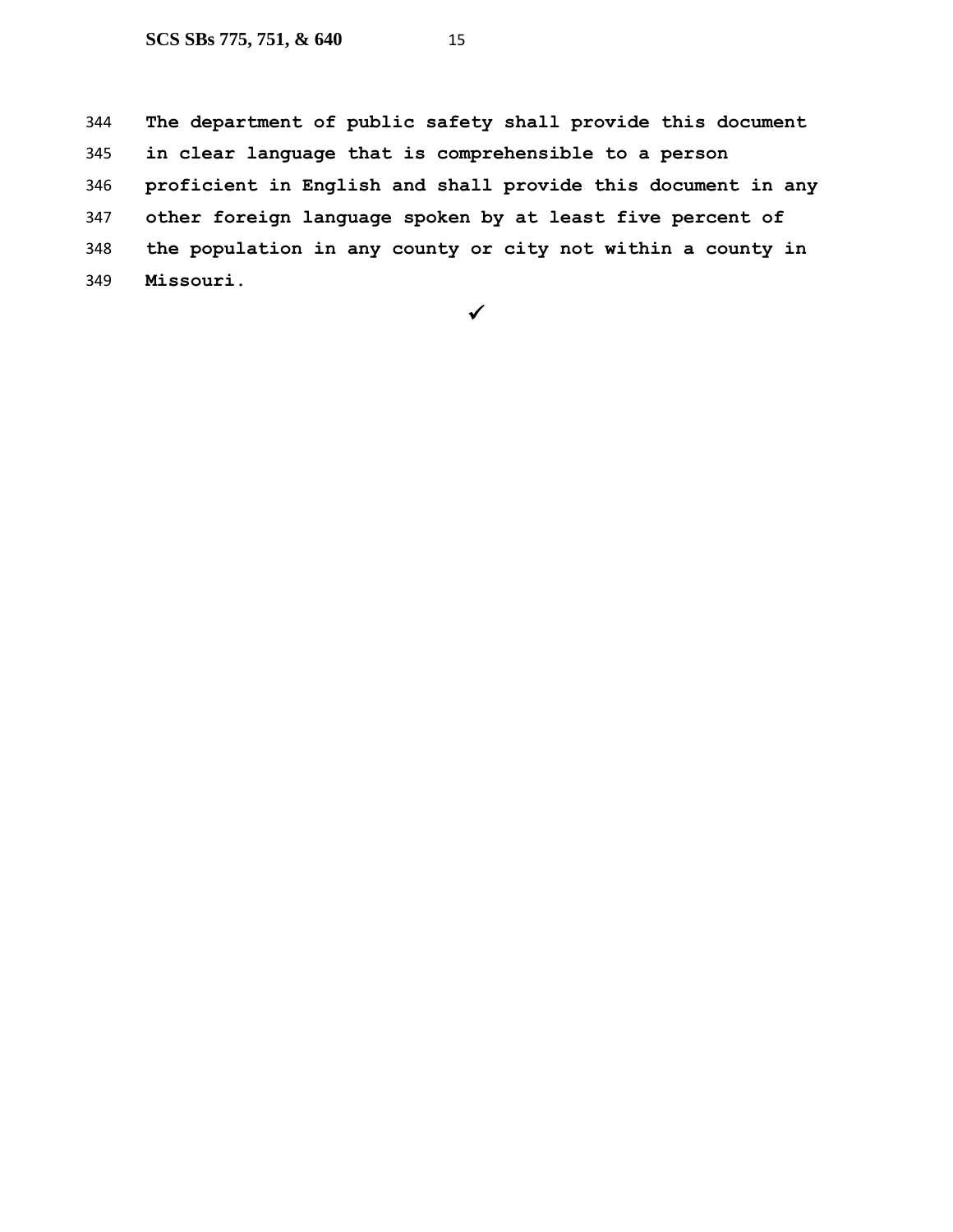**The department of public safety shall provide this document in clear language that is comprehensible to a person proficient in English and shall provide this document in any other foreign language spoken by at least five percent of the population in any county or city not within a county in Missouri.**

✓